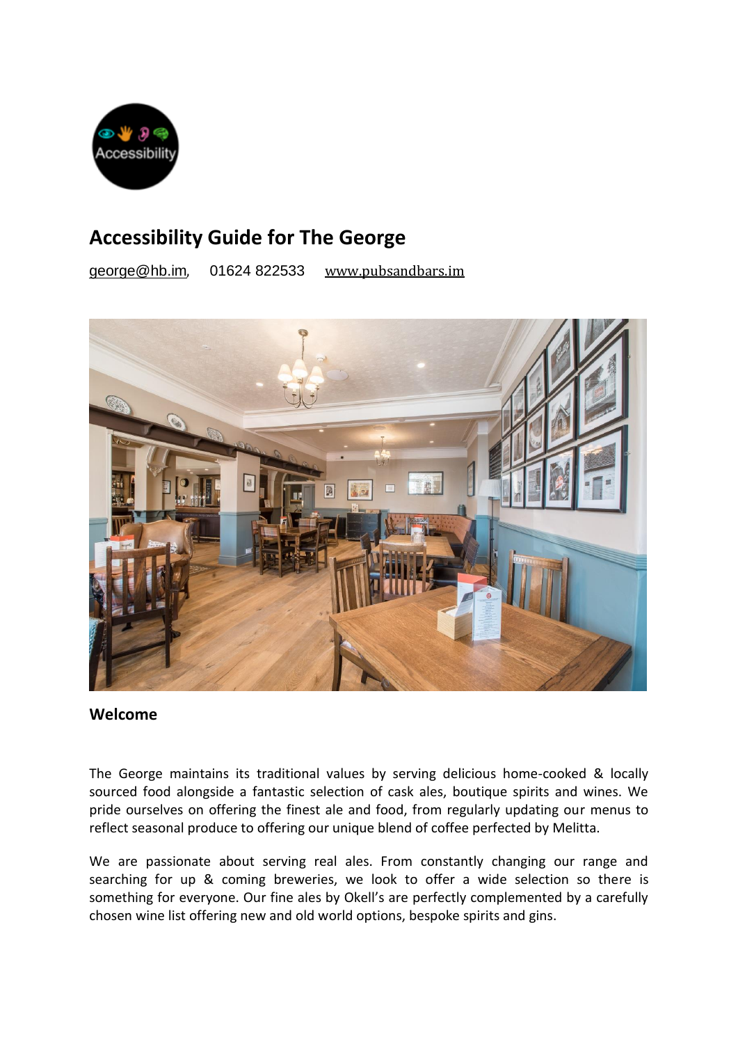# Accessibility Guide for The George

george@hb.im, 01624 822533 www.pubsandbars.im

## Welcome

The George maintains its traditional values by serving delicious home-cooked & locally sourced food alongside a fantastic selection of cask ales, boutique spirits and wines. We pride ourselves on offering the finest ale and food, from regularly updating our menus to reflect seasonal produce to offering our unique blend of coffee perfected by Melitta.

We are passionate about serving real ales. From constantly changing our range and searching for up & coming breweries, we look to offer a wide selection so there is something for everyone. Our fine ales by Okell's are perfectly complemented by a carefully chosen wine list offering new and old world options, bespoke spirits and gins.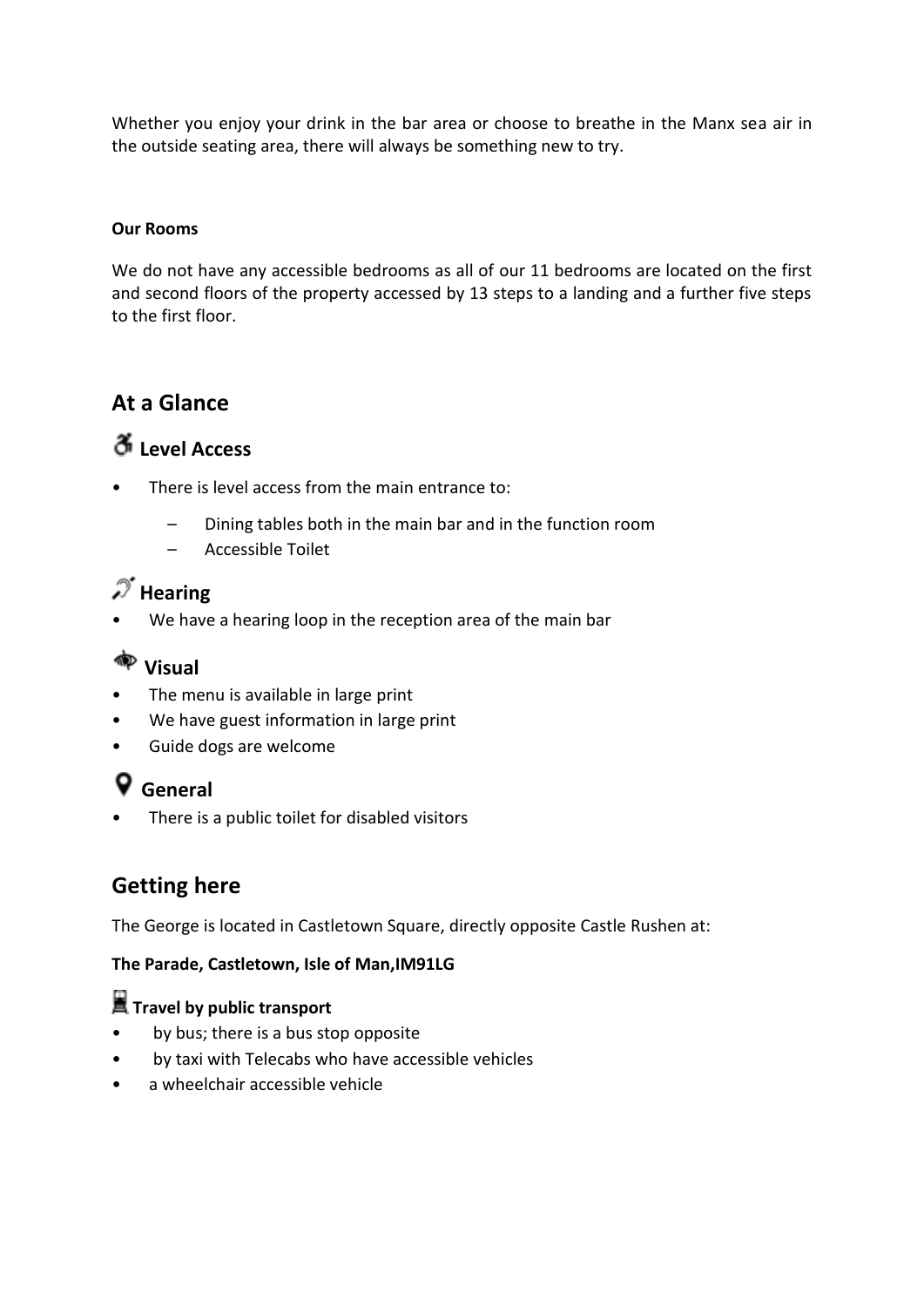Whether you enjoy your drink in the bar area or choose to breathe in the Manx sea air in the outside seating area, there will always be something new to try.

**Our Rooms**

We do not have any accessible bedrooms as all of our 11 bedrooms are located on the first and second floors of the property accessed by 13 steps to a landing and a further five steps to the first floor.

## At a Glance

### Level Access

- There is level access from the main entrance to:
  - Dining tables both in the main bar and in the function room
  - Accessible Toilet

### Hearing

- We have a hearing loop in the reception area of the main bar

### Visual

- The menu is available in large print
- We have guest information in large print
- Guide dogs are welcome

### General

- There is a public toilet for disabled visitors

## Getting here

The George is located in Castletown Square, directly opposite Castle Rushen at:

**The Parade, Castletown, Isle of Man,IM91LG**

**Travel by public transport**

- by bus; there is a bus stop opposite
- by taxi with Telecabs who have accessible vehicles
- a wheelchair accessible vehicle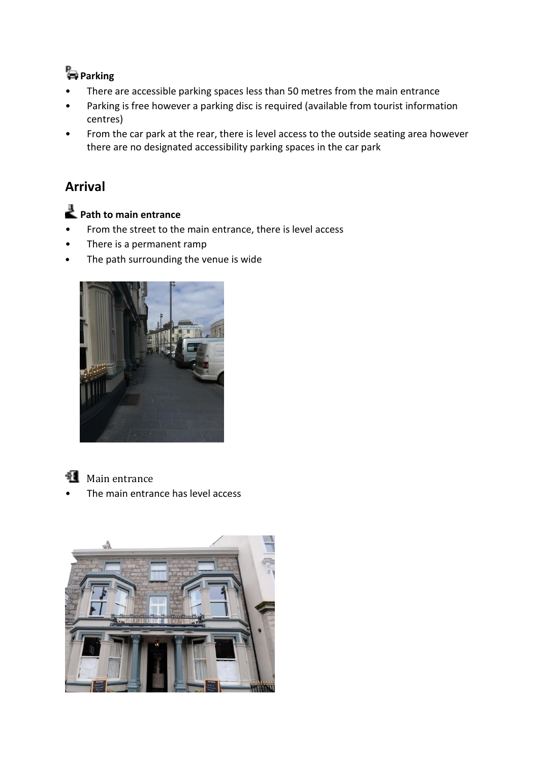**Parking**

- There are accessible parking spaces less than 50 metres from the main entrance
- Parking is free however a parking disc is required (available from tourist information centres)
- From the car park at the rear, there is level access to the outside seating area however there are no designated accessibility parking spaces in the car park

## Arrival

**Path to main entrance**

- From the street to the main entrance, there is level access
- There is a permanent ramp
- The path surrounding the venue is wide

Main entrance

- The main entrance has level access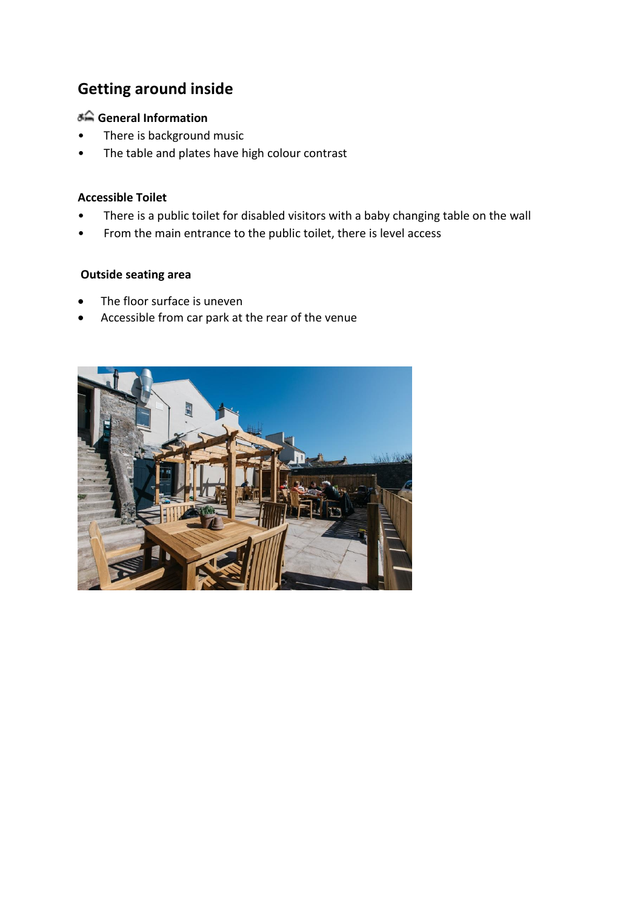# Getting around inside

### General Information

- There is background music
- The table and plates have high colour contrast

### Accessible Toilet

- There is a public toilet for disabled visitors with a baby changing table on the wall
- From the main entrance to the public toilet, there is level access

### Outside seating area

- The floor surface is uneven
- Accessible from car park at the rear of the venue